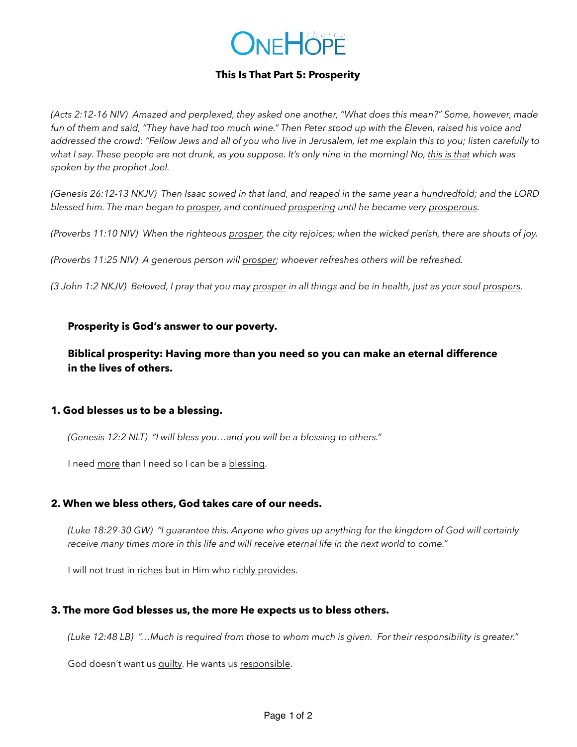# OneHope church

## This Is That Part 5: Prosperity

*(Acts 2:12-16 NIV) Amazed and perplexed, they asked one another, "What does this mean?" Some, however, made fun of them and said, "They have had too much wine." Then Peter stood up with the Eleven, raised his voice and addressed the crowd: "Fellow Jews and all of you who live in Jerusalem, let me explain this to you; listen carefully to what I say. These people are not drunk, as you suppose. It's only nine in the morning! No, <u>this is that</u> which was spoken by the prophet Joel.*

*(Genesis 26:12-13 NKJV) Then Isaac <u>sowed</u> in that land, and <u>reaped</u> in the same year a <u>hundredfold</u>; and the LORD blessed him. The man began to <u>prosper</u>, and continued <u>prospering</u> until he became very <u>prosperous</u>.*

*(Proverbs 11:10 NIV) When the righteous <u>prosper</u>, the city rejoices; when the wicked perish, there are shouts of joy.*

*(Proverbs 11:25 NIV) A generous person will <u>prosper</u>; whoever refreshes others will be refreshed.*

*(3 John 1:2 NKJV) Beloved, I pray that you may <u>prosper</u> in all things and be in health, just as your soul <u>prospers</u>.*

**Prosperity is God's answer to our poverty.**

**Biblical prosperity: Having more than you need so you can make an eternal difference in the lives of others.**

### 1. God blesses us to be a blessing.

*(Genesis 12:2 NLT) "I will bless you…and you will be a blessing to others."*

I need <u>more</u> than I need so I can be a <u>blessing</u>.

### 2. When we bless others, God takes care of our needs.

*(Luke 18:29-30 GW) "I guarantee this. Anyone who gives up anything for the kingdom of God will certainly receive many times more in this life and will receive eternal life in the next world to come."*

I will not trust in <u>riches</u> but in Him who <u>richly provides</u>.

### 3. The more God blesses us, the more He expects us to bless others.

*(Luke 12:48 LB) "…Much is required from those to whom much is given. For their responsibility is greater."*

God doesn't want us <u>guilty</u>. He wants us <u>responsible</u>.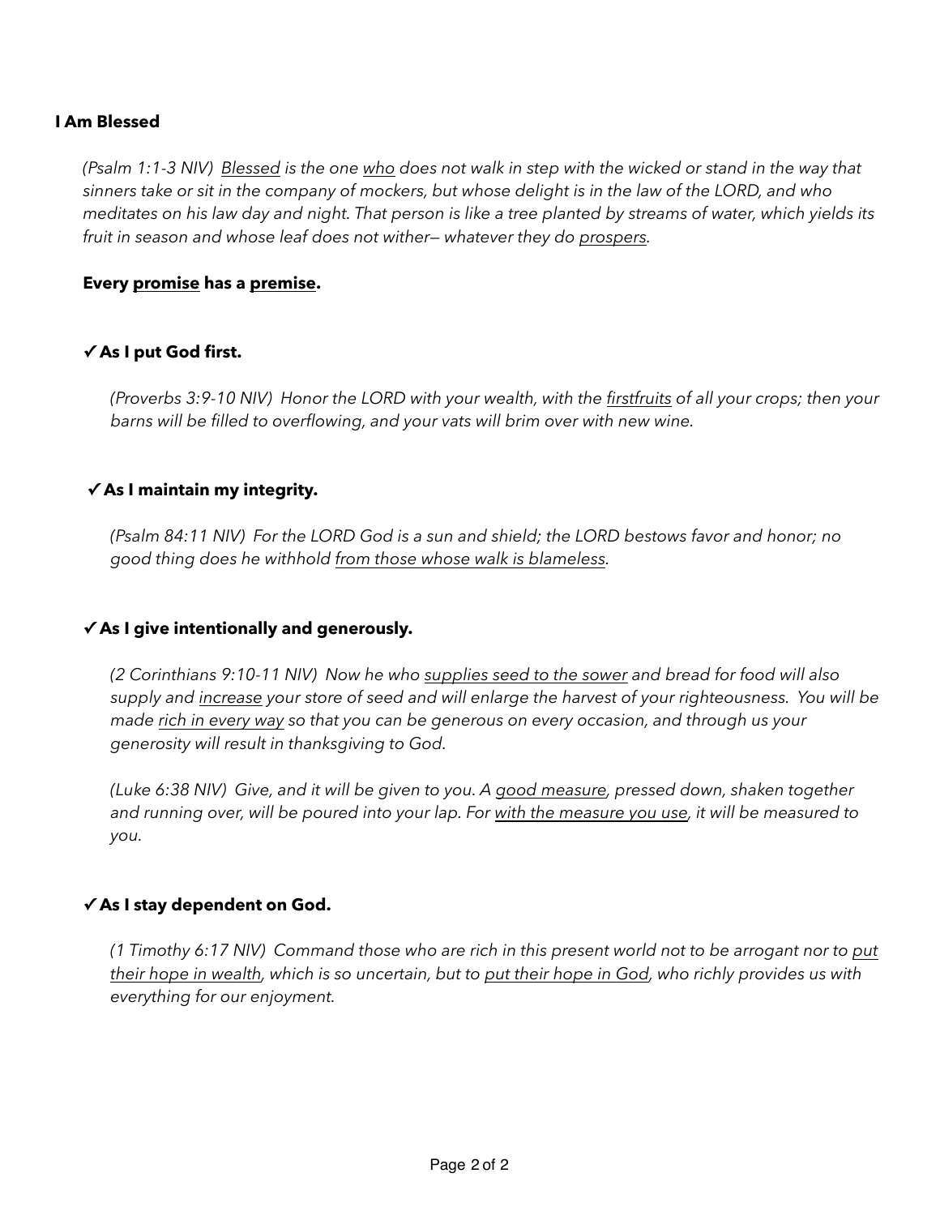**I Am Blessed**

*(Psalm 1:1-3 NIV)  <u>Blessed</u> is the one <u>who</u> does not walk in step with the wicked or stand in the way that sinners take or sit in the company of mockers, but whose delight is in the law of the LORD, and who meditates on his law day and night. That person is like a tree planted by streams of water, which yields its fruit in season and whose leaf does not wither— whatever they do <u>prospers</u>.*

**Every <u>promise</u> has a <u>premise</u>.**

**✓ As I put God first.**

*(Proverbs 3:9-10 NIV)  Honor the LORD with your wealth, with the <u>firstfruits</u> of all your crops; then your barns will be filled to overflowing, and your vats will brim over with new wine.*

**✓ As I maintain my integrity.**

*(Psalm 84:11 NIV)  For the LORD God is a sun and shield; the LORD bestows favor and honor; no good thing does he withhold <u>from those whose walk is blameless</u>.*

**✓ As I give intentionally and generously.**

*(2 Corinthians 9:10-11 NIV)  Now he who <u>supplies seed to the sower</u> and bread for food will also supply and <u>increase</u> your store of seed and will enlarge the harvest of your righteousness.  You will be made <u>rich in every way</u> so that you can be generous on every occasion, and through us your generosity will result in thanksgiving to God.*

*(Luke 6:38 NIV)  Give, and it will be given to you. A <u>good measure</u>, pressed down, shaken together and running over, will be poured into your lap. For <u>with the measure you use</u>, it will be measured to you.*

**✓ As I stay dependent on God.**

*(1 Timothy 6:17 NIV)  Command those who are rich in this present world not to be arrogant nor to <u>put their hope in wealth</u>, which is so uncertain, but to <u>put their hope in God</u>, who richly provides us with everything for our enjoyment.*